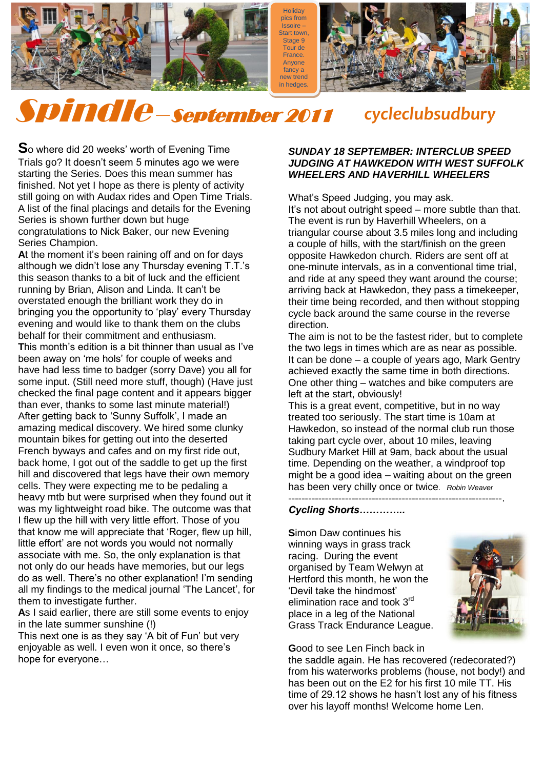Holiday pics from Issoire – Start town, Stage 9 Tour de France. Anyone fancy a new trend in hedges.

# Spindle – September 2011

**cycleclubsudbury**

So where did 20 weeks' worth of Evening Time Trials go? It doesn't seem 5 minutes ago we were starting the Series. Does this mean summer has finished. Not yet I hope as there is plenty of activity still going on with Audax rides and Open Time Trials. A list of the final placings and details for the Evening Series is shown further down but huge congratulations to Nick Baker, our new Evening Series Champion.

At the moment it's been raining off and on for days although we didn't lose any Thursday evening T.T.'s this season thanks to a bit of luck and the efficient running by Brian, Alison and Linda. It can't be overstated enough the brilliant work they do in bringing you the opportunity to 'play' every Thursday evening and would like to thank them on the clubs behalf for their commitment and enthusiasm.

This month's edition is a bit thinner than usual as I've been away on 'me hols' for couple of weeks and have had less time to badger (sorry Dave) you all for some input. (Still need more stuff, though) (Have just checked the final page content and it appears bigger than ever, thanks to some last minute material!)

After getting back to 'Sunny Suffolk', I made an amazing medical discovery. We hired some clunky mountain bikes for getting out into the deserted French byways and cafes and on my first ride out, back home, I got out of the saddle to get up the first hill and discovered that legs have their own memory cells. They were expecting me to be pedaling a heavy mtb but were surprised when they found out it was my lightweight road bike. The outcome was that I flew up the hill with very little effort. Those of you that know me will appreciate that 'Roger, flew up hill, little effort' are not words you would not normally associate with me. So, the only explanation is that not only do our heads have memories, but our legs do as well. There's no other explanation! I'm sending all my findings to the medical journal 'The Lancet', for them to investigate further.

As I said earlier, there are still some events to enjoy in the late summer sunshine (!)

This next one is as they say 'A bit of Fun' but very enjoyable as well. I even won it once, so there's hope for everyone…

### *SUNDAY 18 SEPTEMBER: INTERCLUB SPEED JUDGING AT HAWKEDON WITH WEST SUFFOLK WHEELERS AND HAVERHILL WHEELERS*

What's Speed Judging, you may ask.

It's not about outright speed – more subtle than that. The event is run by Haverhill Wheelers, on a triangular course about 3.5 miles long and including a couple of hills, with the start/finish on the green opposite Hawkedon church. Riders are sent off at one-minute intervals, as in a conventional time trial, and ride at any speed they want around the course; arriving back at Hawkedon, they pass a timekeeper, their time being recorded, and then without stopping cycle back around the same course in the reverse direction.

The aim is not to be the fastest rider, but to complete the two legs in times which are as near as possible. It can be done – a couple of years ago, Mark Gentry achieved exactly the same time in both directions. One other thing – watches and bike computers are left at the start, obviously!

This is a great event, competitive, but in no way treated too seriously. The start time is 10am at Hawkedon, so instead of the normal club run those taking part cycle over, about 10 miles, leaving Sudbury Market Hill at 9am, back about the usual time. Depending on the weather, a windproof top might be a good idea – waiting about on the green has been very chilly once or twice. *Robin Weaver*

---

### *Cycling Shorts…………..*

Simon Daw continues his winning ways in grass track racing. During the event organised by Team Welwyn at Hertford this month, he won the 'Devil take the hindmost' elimination race and took 3rd place in a leg of the National Grass Track Endurance League.

Good to see Len Finch back in the saddle again. He has recovered (redecorated?) from his waterworks problems (house, not body!) and has been out on the E2 for his first 10 mile TT. His time of 29.12 shows he hasn't lost any of his fitness over his layoff months! Welcome home Len.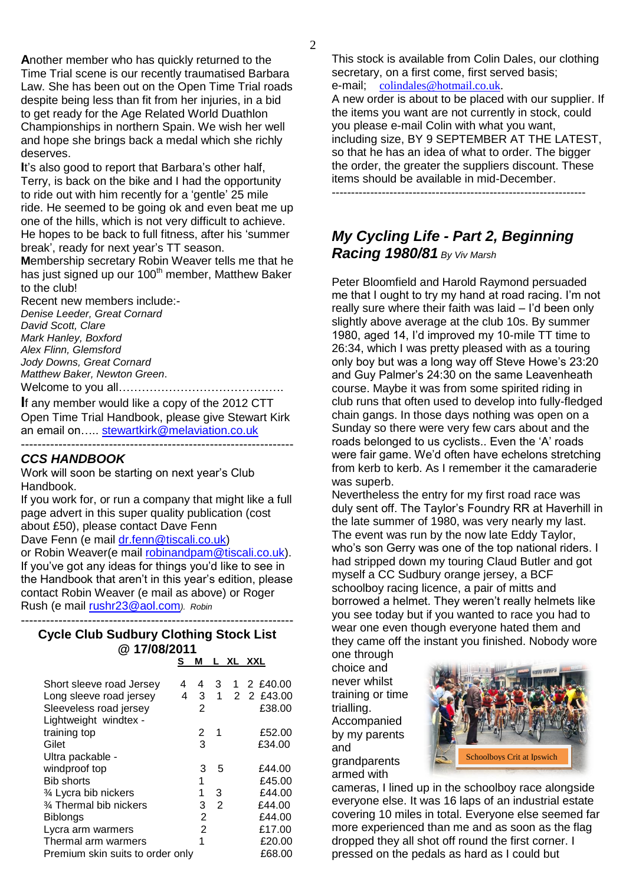**A**nother member who has quickly returned to the Time Trial scene is our recently traumatised Barbara Law. She has been out on the Open Time Trial roads despite being less than fit from her injuries, in a bid to get ready for the Age Related World Duathlon Championships in northern Spain. We wish her well and hope she brings back a medal which she richly deserves.

**I**t's also good to report that Barbara's other half, Terry, is back on the bike and I had the opportunity to ride out with him recently for a 'gentle' 25 mile ride. He seemed to be going ok and even beat me up one of the hills, which is not very difficult to achieve. He hopes to be back to full fitness, after his 'summer break', ready for next year's TT season.

**M**embership secretary Robin Weaver tells me that he has just signed up our 100th member, Matthew Baker to the club!

Recent new members include:-

*Denise Leeder, Great Cornard*
*David Scott, Clare*
*Mark Hanley, Boxford*
*Alex Flinn, Glemsford*
*Jody Downs, Great Cornard*
*Matthew Baker, Newton Green*.

Welcome to you all……………………………………

**I**f any member would like a copy of the 2012 CTT Open Time Trial Handbook, please give Stewart Kirk an email on….. stewartkirk@melaviation.co.uk

---

## *CCS HANDBOOK*

Work will soon be starting on next year's Club Handbook.

If you work for, or run a company that might like a full page advert in this super quality publication (cost about £50), please contact Dave Fenn

Dave Fenn (e mail dr.fenn@tiscali.co.uk)

or Robin Weaver(e mail robinandpam@tiscali.co.uk).

If you've got any ideas for things you'd like to see in the Handbook that aren't in this year's edition, please contact Robin Weaver (e mail as above) or Roger Rush (e mail rushr23@aol.com). *Robin*

---

### Cycle Club Sudbury Clothing Stock List @ 17/08/2011

| | S | M | L | XL | XXL | |
|---|---|---|---|---|---|---|
| Short sleeve road Jersey | 4 | 4 | 3 | 1 | 2 | £40.00 |
| Long sleeve road jersey | 4 | 3 | 1 | 2 | 2 | £43.00 |
| Sleeveless road jersey | | 2 | | | | £38.00 |
| Lightweight windtex - training top | | 2 | 1 | | | £52.00 |
| Gilet | | 3 | | | | £34.00 |
| Ultra packable - windproof top | | 3 | 5 | | | £44.00 |
| Bib shorts | | 1 | | | | £45.00 |
| ¾ Lycra bib nickers | | 1 | 3 | | | £44.00 |
| ¾ Thermal bib nickers | | 3 | 2 | | | £44.00 |
| Biblongs | | 2 | | | | £44.00 |
| Lycra arm warmers | | 2 | | | | £17.00 |
| Thermal arm warmers | | 1 | | | | £20.00 |
| Premium skin suits to order only | | | | | | £68.00 |

This stock is available from Colin Dales, our clothing secretary, on a first come, first served basis; e-mail; colindales@hotmail.co.uk.

A new order is about to be placed with our supplier. If the items you want are not currently in stock, could you please e-mail Colin with what you want, including size, BY 9 SEPTEMBER AT THE LATEST, so that he has an idea of what to order. The bigger the order, the greater the suppliers discount. These items should be available in mid-December.

---

## *My Cycling Life - Part 2, Beginning Racing 1980/81* *By Viv Marsh*

Peter Bloomfield and Harold Raymond persuaded me that I ought to try my hand at road racing. I'm not really sure where their faith was laid – I'd been only slightly above average at the club 10s. By summer 1980, aged 14, I'd improved my 10-mile TT time to 26:34, which I was pretty pleased with as a touring only boy but was a long way off Steve Howe's 23:20 and Guy Palmer's 24:30 on the same Leavenheath course. Maybe it was from some spirited riding in club runs that often used to develop into fully-fledged chain gangs. In those days nothing was open on a Sunday so there were very few cars about and the roads belonged to us cyclists.. Even the 'A' roads were fair game. We'd often have echelons stretching from kerb to kerb. As I remember it the camaraderie was superb.

Nevertheless the entry for my first road race was duly sent off. The Taylor's Foundry RR at Haverhill in the late summer of 1980, was very nearly my last. The event was run by the now late Eddy Taylor, who's son Gerry was one of the top national riders. I had stripped down my touring Claud Butler and got myself a CC Sudbury orange jersey, a BCF schoolboy racing licence, a pair of mitts and borrowed a helmet. They weren't really helmets like you see today but if you wanted to race you had to wear one even though everyone hated them and they came off the instant you finished. Nobody wore one through choice and never whilst training or time trialling. Accompanied by my parents and grandparents armed with cameras, I lined up in the schoolboy race alongside everyone else. It was 16 laps of an industrial estate covering 10 miles in total. Everyone else seemed far more experienced than me and as soon as the flag dropped they all shot off round the first corner. I pressed on the pedals as hard as I could but

Schoolboys Crit at Ipswich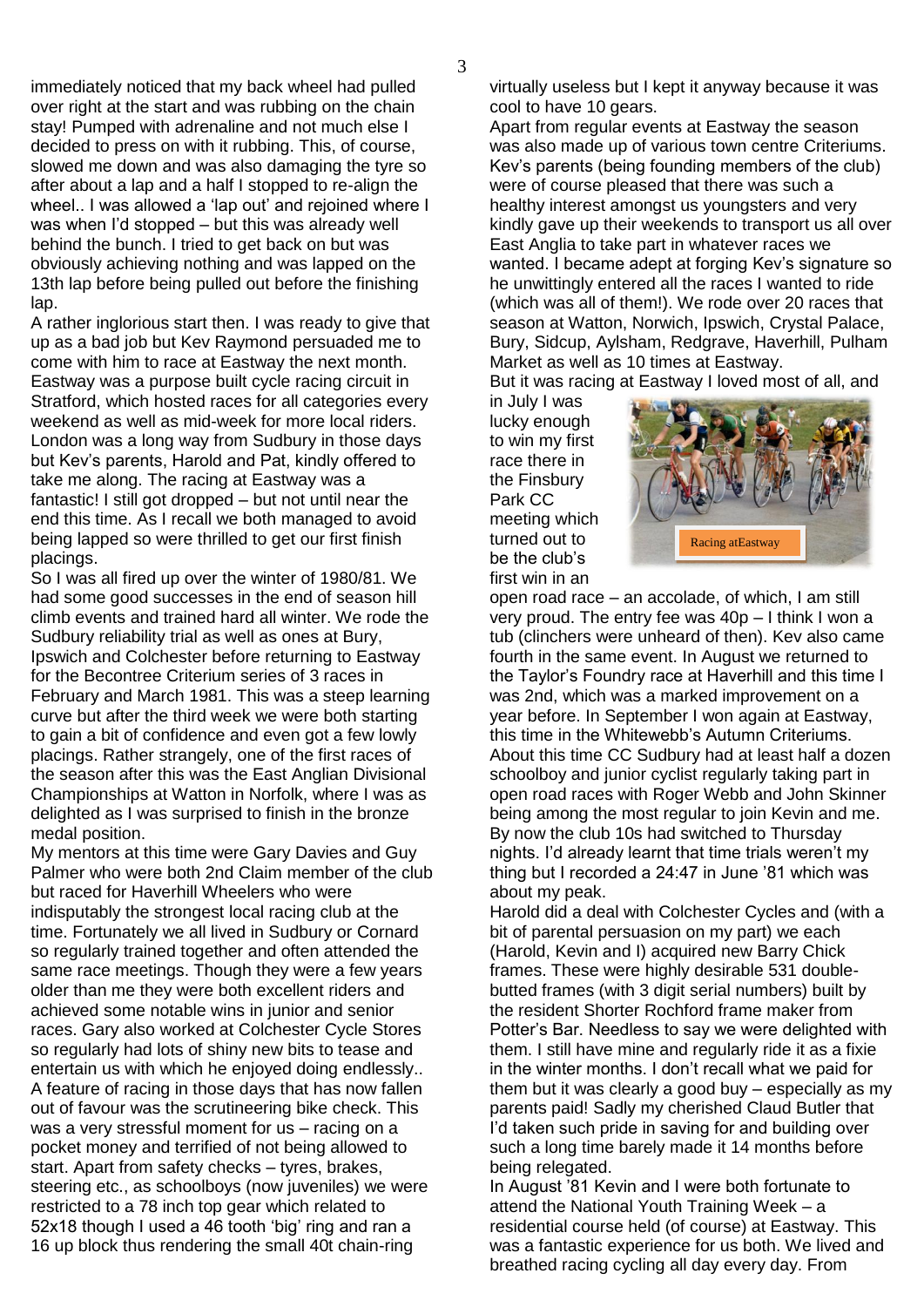immediately noticed that my back wheel had pulled over right at the start and was rubbing on the chain stay! Pumped with adrenaline and not much else I decided to press on with it rubbing. This, of course, slowed me down and was also damaging the tyre so after about a lap and a half I stopped to re-align the wheel.. I was allowed a 'lap out' and rejoined where I was when I'd stopped – but this was already well behind the bunch. I tried to get back on but was obviously achieving nothing and was lapped on the 13th lap before being pulled out before the finishing lap.

A rather inglorious start then. I was ready to give that up as a bad job but Kev Raymond persuaded me to come with him to race at Eastway the next month. Eastway was a purpose built cycle racing circuit in Stratford, which hosted races for all categories every weekend as well as mid-week for more local riders. London was a long way from Sudbury in those days but Kev's parents, Harold and Pat, kindly offered to take me along. The racing at Eastway was a fantastic! I still got dropped – but not until near the end this time. As I recall we both managed to avoid being lapped so were thrilled to get our first finish placings.

So I was all fired up over the winter of 1980/81. We had some good successes in the end of season hill climb events and trained hard all winter. We rode the Sudbury reliability trial as well as ones at Bury, Ipswich and Colchester before returning to Eastway for the Becontree Criterium series of 3 races in February and March 1981. This was a steep learning curve but after the third week we were both starting to gain a bit of confidence and even got a few lowly placings. Rather strangely, one of the first races of the season after this was the East Anglian Divisional Championships at Watton in Norfolk, where I was as delighted as I was surprised to finish in the bronze medal position.

My mentors at this time were Gary Davies and Guy Palmer who were both 2nd Claim member of the club but raced for Haverhill Wheelers who were indisputably the strongest local racing club at the time. Fortunately we all lived in Sudbury or Cornard so regularly trained together and often attended the same race meetings. Though they were a few years older than me they were both excellent riders and achieved some notable wins in junior and senior races. Gary also worked at Colchester Cycle Stores so regularly had lots of shiny new bits to tease and entertain us with which he enjoyed doing endlessly..

A feature of racing in those days that has now fallen out of favour was the scrutineering bike check. This was a very stressful moment for us – racing on a pocket money and terrified of not being allowed to start. Apart from safety checks – tyres, brakes, steering etc., as schoolboys (now juveniles) we were restricted to a 78 inch top gear which related to 52x18 though I used a 46 tooth 'big' ring and ran a 16 up block thus rendering the small 40t chain-ring virtually useless but I kept it anyway because it was cool to have 10 gears.

Apart from regular events at Eastway the season was also made up of various town centre Criteriums. Kev's parents (being founding members of the club) were of course pleased that there was such a healthy interest amongst us youngsters and very kindly gave up their weekends to transport us all over East Anglia to take part in whatever races we wanted. I became adept at forging Kev's signature so he unwittingly entered all the races I wanted to ride (which was all of them!). We rode over 20 races that season at Watton, Norwich, Ipswich, Crystal Palace, Bury, Sidcup, Aylsham, Redgrave, Haverhill, Pulham Market as well as 10 times at Eastway.

But it was racing at Eastway I loved most of all, and in July I was lucky enough to win my first race there in the Finsbury Park CC meeting which turned out to be the club's first win in an open road race – an accolade, of which, I am still very proud. The entry fee was 40p – I think I won a tub (clinchers were unheard of then). Kev also came fourth in the same event. In August we returned to the Taylor's Foundry race at Haverhill and this time I was 2nd, which was a marked improvement on a year before. In September I won again at Eastway, this time in the Whitewebb's Autumn Criteriums. About this time CC Sudbury had at least half a dozen schoolboy and junior cyclist regularly taking part in open road races with Roger Webb and John Skinner being among the most regular to join Kevin and me. By now the club 10s had switched to Thursday nights. I'd already learnt that time trials weren't my thing but I recorded a 24:47 in June '81 which was about my peak.

Racing atEastway

Harold did a deal with Colchester Cycles and (with a bit of parental persuasion on my part) we each (Harold, Kevin and I) acquired new Barry Chick frames. These were highly desirable 531 double-butted frames (with 3 digit serial numbers) built by the resident Shorter Rochford frame maker from Potter's Bar. Needless to say we were delighted with them. I still have mine and regularly ride it as a fixie in the winter months. I don't recall what we paid for them but it was clearly a good buy – especially as my parents paid! Sadly my cherished Claud Butler that I'd taken such pride in saving for and building over such a long time barely made it 14 months before being relegated.

In August '81 Kevin and I were both fortunate to attend the National Youth Training Week – a residential course held (of course) at Eastway. This was a fantastic experience for us both. We lived and breathed racing cycling all day every day. From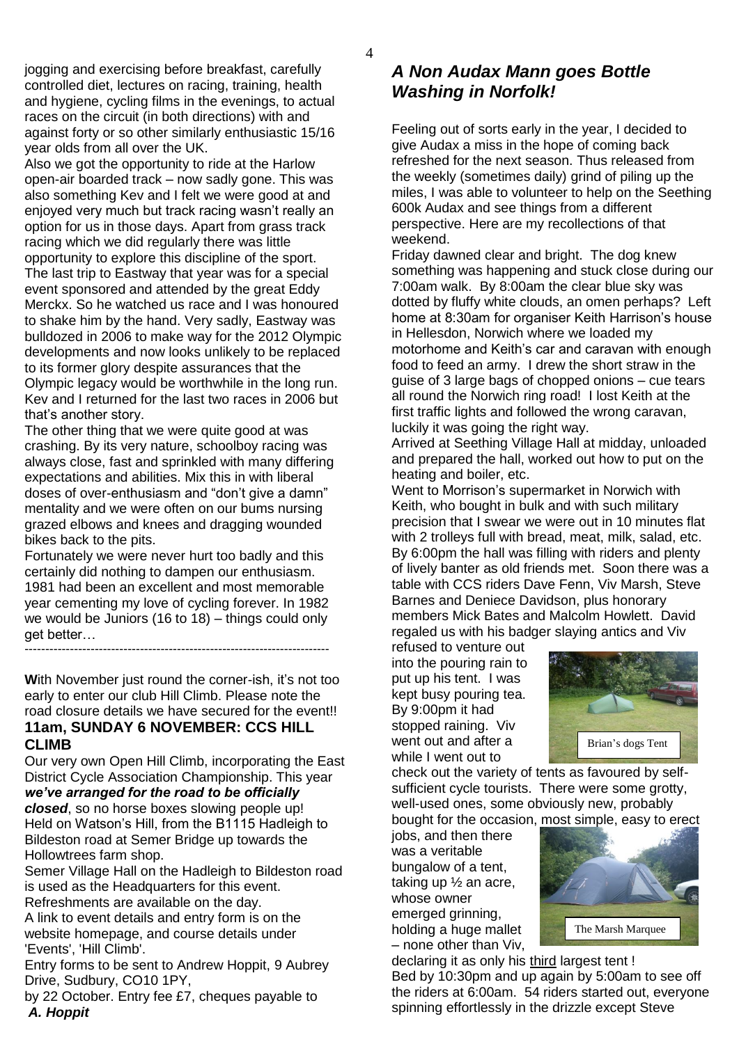jogging and exercising before breakfast, carefully controlled diet, lectures on racing, training, health and hygiene, cycling films in the evenings, to actual races on the circuit (in both directions) with and against forty or so other similarly enthusiastic 15/16 year olds from all over the UK.

Also we got the opportunity to ride at the Harlow open-air boarded track – now sadly gone. This was also something Kev and I felt we were good at and enjoyed very much but track racing wasn't really an option for us in those days. Apart from grass track racing which we did regularly there was little opportunity to explore this discipline of the sport. The last trip to Eastway that year was for a special event sponsored and attended by the great Eddy Merckx. So he watched us race and I was honoured to shake him by the hand. Very sadly, Eastway was bulldozed in 2006 to make way for the 2012 Olympic developments and now looks unlikely to be replaced to its former glory despite assurances that the Olympic legacy would be worthwhile in the long run. Kev and I returned for the last two races in 2006 but that's another story.

The other thing that we were quite good at was crashing. By its very nature, schoolboy racing was always close, fast and sprinkled with many differing expectations and abilities. Mix this in with liberal doses of over-enthusiasm and "don't give a damn" mentality and we were often on our bums nursing grazed elbows and knees and dragging wounded bikes back to the pits.

Fortunately we were never hurt too badly and this certainly did nothing to dampen our enthusiasm. 1981 had been an excellent and most memorable year cementing my love of cycling forever. In 1982 we would be Juniors (16 to 18) – things could only get better…

---

**W**ith November just round the corner-ish, it's not too early to enter our club Hill Climb. Please note the road closure details we have secured for the event!!

**11am, SUNDAY 6 NOVEMBER: CCS HILL CLIMB**

Our very own Open Hill Climb, incorporating the East District Cycle Association Championship. This year ***we've arranged for the road to be officially closed***, so no horse boxes slowing people up! Held on Watson's Hill, from the B1115 Hadleigh to Bildeston road at Semer Bridge up towards the Hollowtrees farm shop.

Semer Village Hall on the Hadleigh to Bildeston road is used as the Headquarters for this event. Refreshments are available on the day.

A link to event details and entry form is on the website homepage, and course details under 'Events', 'Hill Climb'.

Entry forms to be sent to Andrew Hoppit, 9 Aubrey Drive, Sudbury, CO10 1PY,

by 22 October. Entry fee £7, cheques payable to ***A. Hoppit***

## *A Non Audax Mann goes Bottle Washing in Norfolk!*

Feeling out of sorts early in the year, I decided to give Audax a miss in the hope of coming back refreshed for the next season. Thus released from the weekly (sometimes daily) grind of piling up the miles, I was able to volunteer to help on the Seething 600k Audax and see things from a different perspective. Here are my recollections of that weekend.

Friday dawned clear and bright. The dog knew something was happening and stuck close during our 7:00am walk. By 8:00am the clear blue sky was dotted by fluffy white clouds, an omen perhaps? Left home at 8:30am for organiser Keith Harrison's house in Hellesdon, Norwich where we loaded my motorhome and Keith's car and caravan with enough food to feed an army. I drew the short straw in the guise of 3 large bags of chopped onions – cue tears all round the Norwich ring road! I lost Keith at the first traffic lights and followed the wrong caravan, luckily it was going the right way.

Arrived at Seething Village Hall at midday, unloaded and prepared the hall, worked out how to put on the heating and boiler, etc.

Went to Morrison's supermarket in Norwich with Keith, who bought in bulk and with such military precision that I swear we were out in 10 minutes flat with 2 trolleys full with bread, meat, milk, salad, etc. By 6:00pm the hall was filling with riders and plenty of lively banter as old friends met. Soon there was a table with CCS riders Dave Fenn, Viv Marsh, Steve Barnes and Deniece Davidson, plus honorary members Mick Bates and Malcolm Howlett. David regaled us with his badger slaying antics and Viv refused to venture out into the pouring rain to put up his tent. I was kept busy pouring tea. By 9:00pm it had stopped raining. Viv went out and after a while I went out to check out the variety of tents as favoured by self-sufficient cycle tourists. There were some grotty, well-used ones, some obviously new, probably bought for the occasion, most simple, easy to erect jobs, and then there was a veritable bungalow of a tent, taking up ½ an acre, whose owner emerged grinning, holding a huge mallet – none other than Viv, declaring it as only his <u>third</u> largest tent !

Brian's dogs Tent

The Marsh Marquee

Bed by 10:30pm and up again by 5:00am to see off the riders at 6:00am. 54 riders started out, everyone spinning effortlessly in the drizzle except Steve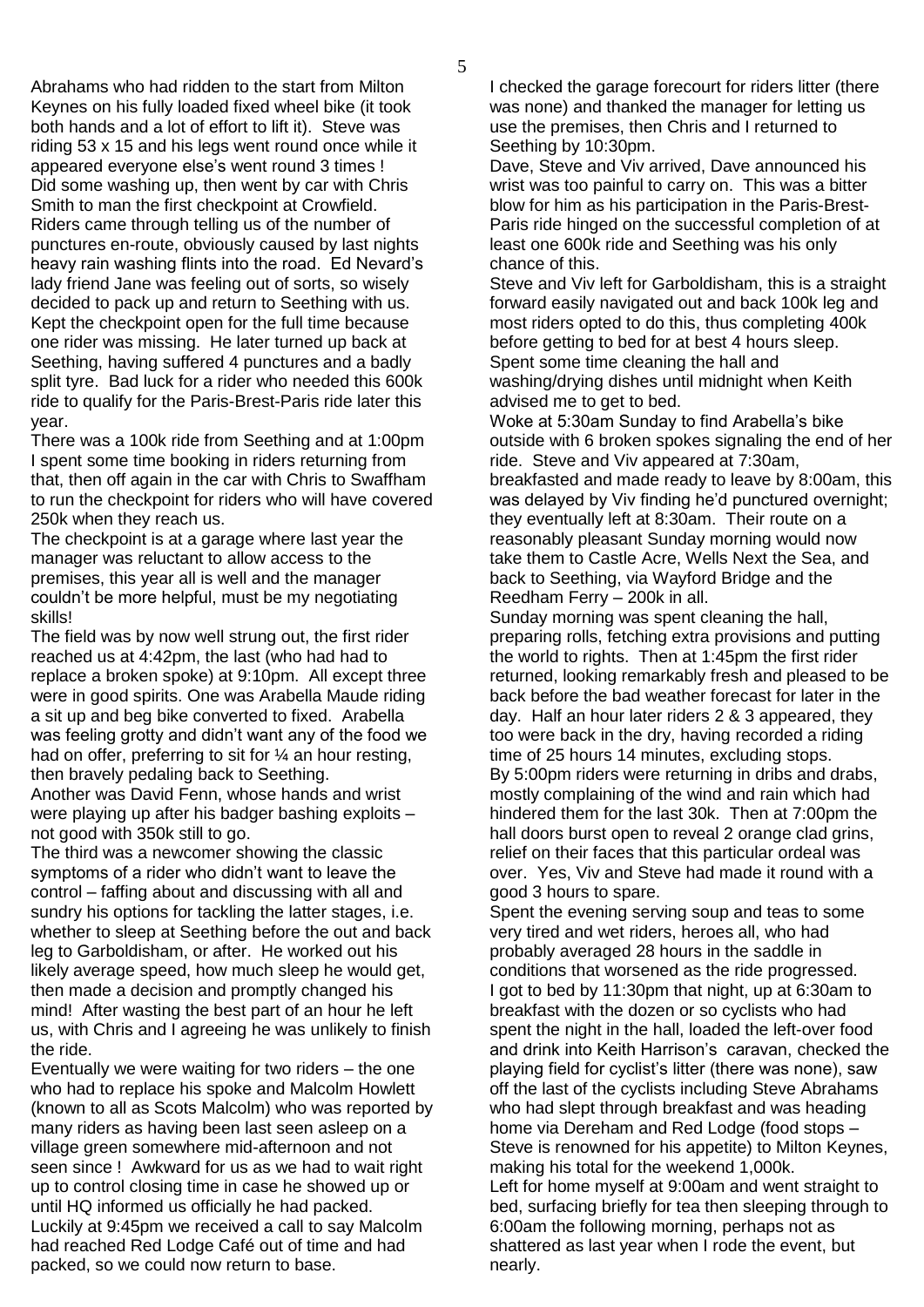Abrahams who had ridden to the start from Milton Keynes on his fully loaded fixed wheel bike (it took both hands and a lot of effort to lift it). Steve was riding 53 x 15 and his legs went round once while it appeared everyone else's went round 3 times !

Did some washing up, then went by car with Chris Smith to man the first checkpoint at Crowfield. Riders came through telling us of the number of punctures en-route, obviously caused by last nights heavy rain washing flints into the road. Ed Nevard's lady friend Jane was feeling out of sorts, so wisely decided to pack up and return to Seething with us. Kept the checkpoint open for the full time because one rider was missing. He later turned up back at Seething, having suffered 4 punctures and a badly split tyre. Bad luck for a rider who needed this 600k ride to qualify for the Paris-Brest-Paris ride later this year.

There was a 100k ride from Seething and at 1:00pm I spent some time booking in riders returning from that, then off again in the car with Chris to Swaffham to run the checkpoint for riders who will have covered 250k when they reach us.

The checkpoint is at a garage where last year the manager was reluctant to allow access to the premises, this year all is well and the manager couldn't be more helpful, must be my negotiating skills!

The field was by now well strung out, the first rider reached us at 4:42pm, the last (who had had to replace a broken spoke) at 9:10pm. All except three were in good spirits. One was Arabella Maude riding a sit up and beg bike converted to fixed. Arabella was feeling grotty and didn't want any of the food we had on offer, preferring to sit for ¼ an hour resting, then bravely pedaling back to Seething.

Another was David Fenn, whose hands and wrist were playing up after his badger bashing exploits – not good with 350k still to go.

The third was a newcomer showing the classic symptoms of a rider who didn't want to leave the control – faffing about and discussing with all and sundry his options for tackling the latter stages, i.e. whether to sleep at Seething before the out and back leg to Garboldisham, or after. He worked out his likely average speed, how much sleep he would get, then made a decision and promptly changed his mind! After wasting the best part of an hour he left us, with Chris and I agreeing he was unlikely to finish the ride.

Eventually we were waiting for two riders – the one who had to replace his spoke and Malcolm Howlett (known to all as Scots Malcolm) who was reported by many riders as having been last seen asleep on a village green somewhere mid-afternoon and not seen since ! Awkward for us as we had to wait right up to control closing time in case he showed up or until HQ informed us officially he had packed. Luckily at 9:45pm we received a call to say Malcolm had reached Red Lodge Café out of time and had packed, so we could now return to base.

I checked the garage forecourt for riders litter (there was none) and thanked the manager for letting us use the premises, then Chris and I returned to Seething by 10:30pm.

Dave, Steve and Viv arrived, Dave announced his wrist was too painful to carry on. This was a bitter blow for him as his participation in the Paris-Brest-Paris ride hinged on the successful completion of at least one 600k ride and Seething was his only chance of this.

Steve and Viv left for Garboldisham, this is a straight forward easily navigated out and back 100k leg and most riders opted to do this, thus completing 400k before getting to bed for at best 4 hours sleep.

Spent some time cleaning the hall and washing/drying dishes until midnight when Keith advised me to get to bed.

Woke at 5:30am Sunday to find Arabella's bike outside with 6 broken spokes signaling the end of her ride. Steve and Viv appeared at 7:30am, breakfasted and made ready to leave by 8:00am, this was delayed by Viv finding he'd punctured overnight; they eventually left at 8:30am. Their route on a reasonably pleasant Sunday morning would now take them to Castle Acre, Wells Next the Sea, and back to Seething, via Wayford Bridge and the Reedham Ferry – 200k in all.

Sunday morning was spent cleaning the hall, preparing rolls, fetching extra provisions and putting the world to rights. Then at 1:45pm the first rider returned, looking remarkably fresh and pleased to be back before the bad weather forecast for later in the day. Half an hour later riders 2 & 3 appeared, they too were back in the dry, having recorded a riding time of 25 hours 14 minutes, excluding stops.

By 5:00pm riders were returning in dribs and drabs, mostly complaining of the wind and rain which had hindered them for the last 30k. Then at 7:00pm the hall doors burst open to reveal 2 orange clad grins, relief on their faces that this particular ordeal was over. Yes, Viv and Steve had made it round with a good 3 hours to spare.

Spent the evening serving soup and teas to some very tired and wet riders, heroes all, who had probably averaged 28 hours in the saddle in conditions that worsened as the ride progressed.

I got to bed by 11:30pm that night, up at 6:30am to breakfast with the dozen or so cyclists who had spent the night in the hall, loaded the left-over food and drink into Keith Harrison's caravan, checked the playing field for cyclist's litter (there was none), saw off the last of the cyclists including Steve Abrahams who had slept through breakfast and was heading home via Dereham and Red Lodge (food stops – Steve is renowned for his appetite) to Milton Keynes, making his total for the weekend 1,000k.

Left for home myself at 9:00am and went straight to bed, surfacing briefly for tea then sleeping through to 6:00am the following morning, perhaps not as shattered as last year when I rode the event, but nearly.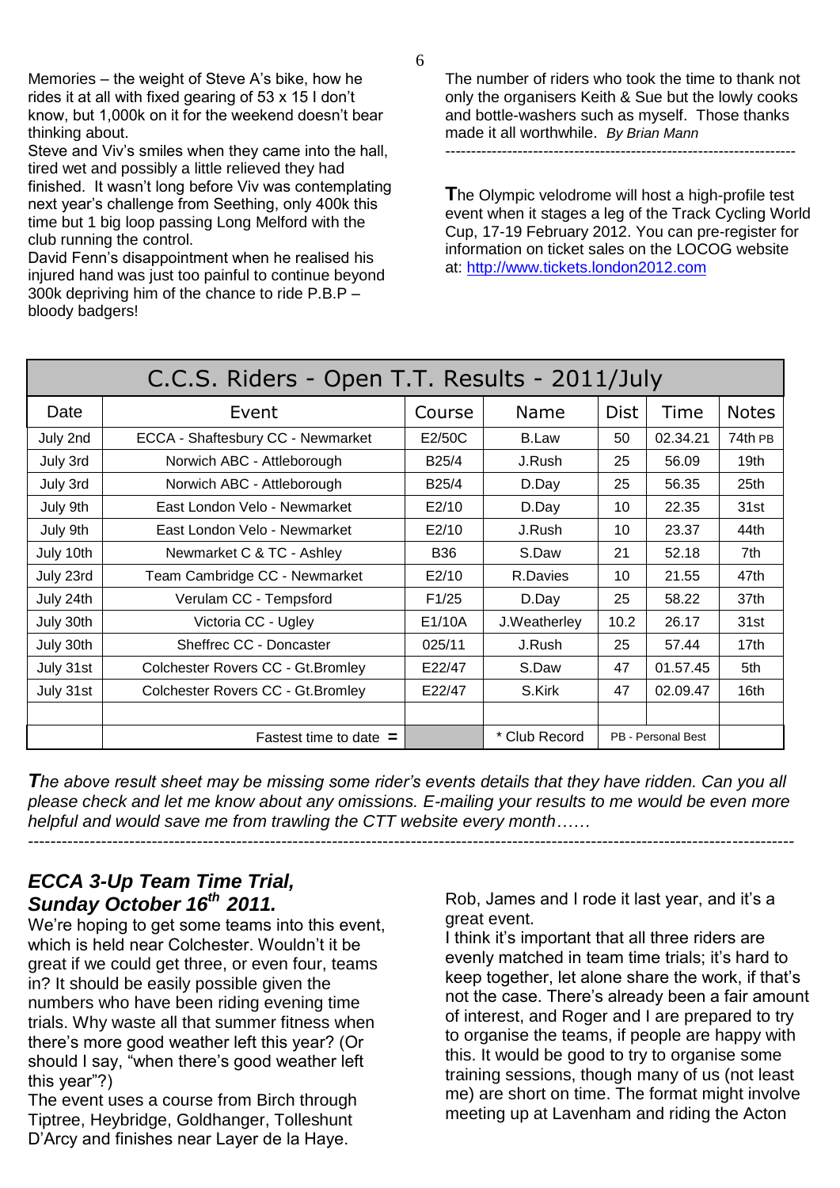Memories – the weight of Steve A's bike, how he rides it at all with fixed gearing of 53 x 15 I don't know, but 1,000k on it for the weekend doesn't bear thinking about.

Steve and Viv's smiles when they came into the hall, tired wet and possibly a little relieved they had finished. It wasn't long before Viv was contemplating next year's challenge from Seething, only 400k this time but 1 big loop passing Long Melford with the club running the control.

David Fenn's disappointment when he realised his injured hand was just too painful to continue beyond 300k depriving him of the chance to ride P.B.P – bloody badgers!

The number of riders who took the time to thank not only the organisers Keith & Sue but the lowly cooks and bottle-washers such as myself. Those thanks made it all worthwhile. *By Brian Mann*

---

**T**he Olympic velodrome will host a high-profile test event when it stages a leg of the Track Cycling World Cup, 17-19 February 2012. You can pre-register for information on ticket sales on the LOCOG website at: http://www.tickets.london2012.com

| C.C.S. Riders - Open T.T. Results - 2011/July | | | | | | |
|---|---|---|---|---|---|---|
| Date | Event | Course | Name | Dist | Time | Notes |
| July 2nd | ECCA - Shaftesbury CC - Newmarket | E2/50C | B.Law | 50 | 02.34.21 | 74th PB |
| July 3rd | Norwich ABC - Attleborough | B25/4 | J.Rush | 25 | 56.09 | 19th |
| July 3rd | Norwich ABC - Attleborough | B25/4 | D.Day | 25 | 56.35 | 25th |
| July 9th | East London Velo - Newmarket | E2/10 | D.Day | 10 | 22.35 | 31st |
| July 9th | East London Velo - Newmarket | E2/10 | J.Rush | 10 | 23.37 | 44th |
| July 10th | Newmarket C & TC - Ashley | B36 | S.Daw | 21 | 52.18 | 7th |
| July 23rd | Team Cambridge CC - Newmarket | E2/10 | R.Davies | 10 | 21.55 | 47th |
| July 24th | Verulam CC - Tempsford | F1/25 | D.Day | 25 | 58.22 | 37th |
| July 30th | Victoria CC - Ugley | E1/10A | J.Weatherley | 10.2 | 26.17 | 31st |
| July 30th | Sheffrec CC - Doncaster | 025/11 | J.Rush | 25 | 57.44 | 17th |
| July 31st | Colchester Rovers CC - Gt.Bromley | E22/47 | S.Daw | 47 | 01.57.45 | 5th |
| July 31st | Colchester Rovers CC - Gt.Bromley | E22/47 | S.Kirk | 47 | 02.09.47 | 16th |
| | | | | | | |
| | Fastest time to date = | | * Club Record | PB - Personal Best | | |

***T**he above result sheet may be missing some rider's events details that they have ridden. Can you all please check and let me know about any omissions. E-mailing your results to me would be even more helpful and would save me from trawling the CTT website every month……*

---

## *ECCA 3-Up Team Time Trial, Sunday October 16th 2011.*

We're hoping to get some teams into this event, which is held near Colchester. Wouldn't it be great if we could get three, or even four, teams in? It should be easily possible given the numbers who have been riding evening time trials. Why waste all that summer fitness when there's more good weather left this year? (Or should I say, "when there's good weather left this year"?)

The event uses a course from Birch through Tiptree, Heybridge, Goldhanger, Tolleshunt D'Arcy and finishes near Layer de la Haye.

Rob, James and I rode it last year, and it's a great event.

I think it's important that all three riders are evenly matched in team time trials; it's hard to keep together, let alone share the work, if that's not the case. There's already been a fair amount of interest, and Roger and I are prepared to try to organise the teams, if people are happy with this. It would be good to try to organise some training sessions, though many of us (not least me) are short on time. The format might involve meeting up at Lavenham and riding the Acton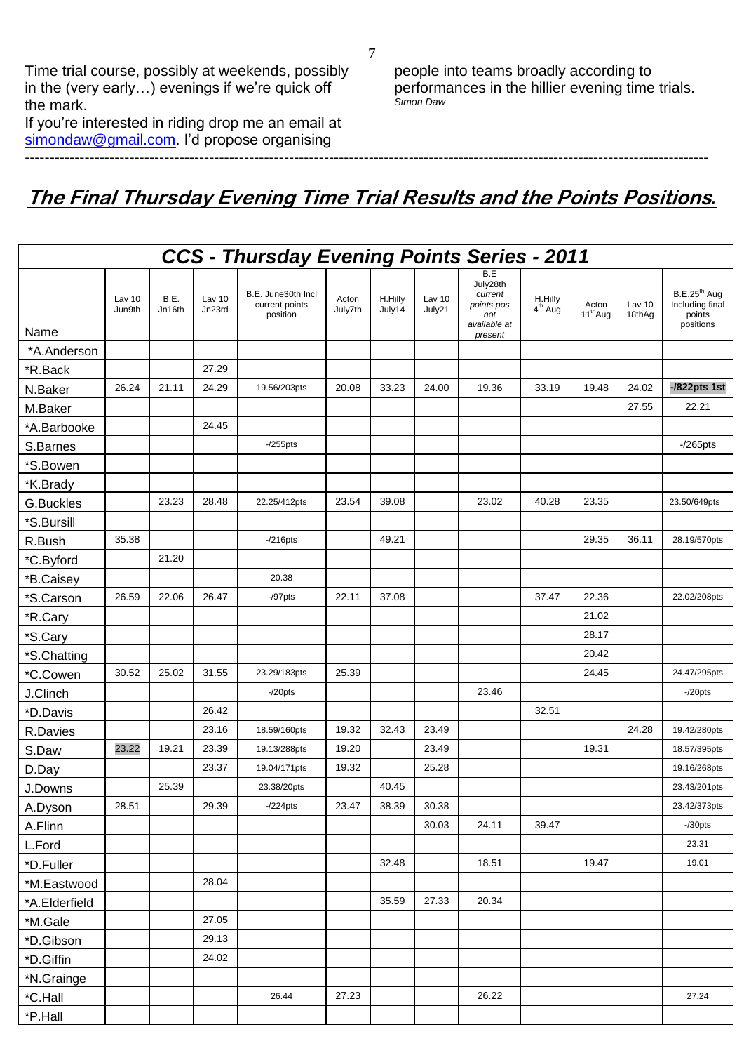Time trial course, possibly at weekends, possibly in the (very early…) evenings if we're quick off the mark.

If you're interested in riding drop me an email at simondaw@gmail.com. I'd propose organising people into teams broadly according to performances in the hillier evening time trials.

*Simon Daw*

---

## The Final Thursday Evening Time Trial Results and the Points Positions.

| CCS - Thursday Evening Points Series - 2011 | | | | | | | | | | | | |
|---|---|---|---|---|---|---|---|---|---|---|---|---|
| Name | Lav 10 Jun9th | B.E. Jn16th | Lav 10 Jn23rd | B.E. June30th Incl current points position | Acton July7th | H.Hilly July14 | Lav 10 July21 | B.E July28th *current points pos not available at present* | H.Hilly 4th Aug | Acton 11th Aug | Lav 10 18thAg | B.E.25th Aug Including final points positions |
| *A.Anderson | | | | | | | | | | | | |
| *R.Back | | | 27.29 | | | | | | | | | |
| N.Baker | 26.24 | 21.11 | 24.29 | 19.56/203pts | 20.08 | 33.23 | 24.00 | 19.36 | 33.19 | 19.48 | 24.02 | **-/822pts 1st** |
| M.Baker | | | | | | | | | | | 27.55 | 22.21 |
| *A.Barbooke | | | 24.45 | | | | | | | | | |
| S.Barnes | | | | -/255pts | | | | | | | | -/265pts |
| *S.Bowen | | | | | | | | | | | | |
| *K.Brady | | | | | | | | | | | | |
| G.Buckles | | 23.23 | 28.48 | 22.25/412pts | 23.54 | 39.08 | | 23.02 | 40.28 | 23.35 | | 23.50/649pts |
| *S.Bursill | | | | | | | | | | | | |
| R.Bush | 35.38 | | | -/216pts | | 49.21 | | | | 29.35 | 36.11 | 28.19/570pts |
| *C.Byford | | 21.20 | | | | | | | | | | |
| *B.Caisey | | | | 20.38 | | | | | | | | |
| *S.Carson | 26.59 | 22.06 | 26.47 | -/97pts | 22.11 | 37.08 | | | 37.47 | 22.36 | | 22.02/208pts |
| *R.Cary | | | | | | | | | | 21.02 | | |
| *S.Cary | | | | | | | | | | 28.17 | | |
| *S.Chatting | | | | | | | | | | 20.42 | | |
| *C.Cowen | 30.52 | 25.02 | 31.55 | 23.29/183pts | 25.39 | | | | | 24.45 | | 24.47/295pts |
| J.Clinch | | | | -/20pts | | | | 23.46 | | | | -/20pts |
| *D.Davis | | | 26.42 | | | | | | 32.51 | | | |
| R.Davies | | | 23.16 | 18.59/160pts | 19.32 | 32.43 | 23.49 | | | | 24.28 | 19.42/280pts |
| S.Daw | 23.22 | 19.21 | 23.39 | 19.13/288pts | 19.20 | | 23.49 | | | 19.31 | | 18.57/395pts |
| D.Day | | | 23.37 | 19.04/171pts | 19.32 | | 25.28 | | | | | 19.16/268pts |
| J.Downs | | 25.39 | | 23.38/20pts | | 40.45 | | | | | | 23.43/201pts |
| A.Dyson | 28.51 | | 29.39 | -/224pts | 23.47 | 38.39 | 30.38 | | | | | 23.42/373pts |
| A.Flinn | | | | | | | 30.03 | 24.11 | 39.47 | | | -/30pts |
| L.Ford | | | | | | | | | | | | 23.31 |
| *D.Fuller | | | | | | 32.48 | | 18.51 | | 19.47 | | 19.01 |
| *M.Eastwood | | | 28.04 | | | | | | | | | |
| *A.Elderfield | | | | | | 35.59 | 27.33 | 20.34 | | | | |
| *M.Gale | | | 27.05 | | | | | | | | | |
| *D.Gibson | | | 29.13 | | | | | | | | | |
| *D.Giffin | | | 24.02 | | | | | | | | | |
| *N.Grainge | | | | | | | | | | | | |
| *C.Hall | | | | 26.44 | 27.23 | | | 26.22 | | | | 27.24 |
| *P.Hall | | | | | | | | | | | | |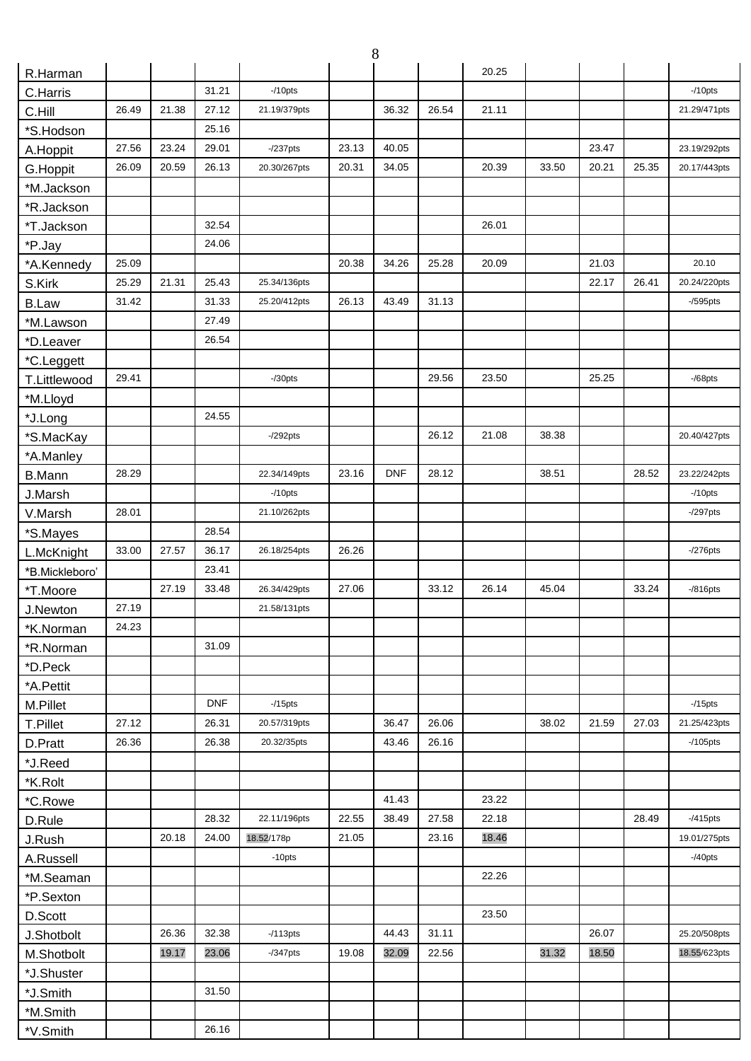| R.Harman | | | | | | | | 20.25 | | | | |
|---|---|---|---|---|---|---|---|---|---|---|---|---|
| C.Harris | | | 31.21 | -/10pts | | | | | | | | -/10pts |
| C.Hill | 26.49 | 21.38 | 27.12 | 21.19/379pts | | 36.32 | 26.54 | 21.11 | | | | 21.29/471pts |
| *S.Hodson | | | 25.16 | | | | | | | | | |
| A.Hoppit | 27.56 | 23.24 | 29.01 | -/237pts | 23.13 | 40.05 | | | | 23.47 | | 23.19/292pts |
| G.Hoppit | 26.09 | 20.59 | 26.13 | 20.30/267pts | 20.31 | 34.05 | | 20.39 | 33.50 | 20.21 | 25.35 | 20.17/443pts |
| *M.Jackson | | | | | | | | | | | | |
| *R.Jackson | | | | | | | | | | | | |
| *T.Jackson | | | 32.54 | | | | | 26.01 | | | | |
| *P.Jay | | | 24.06 | | | | | | | | | |
| *A.Kennedy | 25.09 | | | | 20.38 | 34.26 | 25.28 | 20.09 | | 21.03 | | 20.10 |
| S.Kirk | 25.29 | 21.31 | 25.43 | 25.34/136pts | | | | | | 22.17 | 26.41 | 20.24/220pts |
| B.Law | 31.42 | | 31.33 | 25.20/412pts | 26.13 | 43.49 | 31.13 | | | | | -/595pts |
| *M.Lawson | | | 27.49 | | | | | | | | | |
| *D.Leaver | | | 26.54 | | | | | | | | | |
| *C.Leggett | | | | | | | | | | | | |
| T.Littlewood | 29.41 | | | -/30pts | | | 29.56 | 23.50 | | 25.25 | | -/68pts |
| *M.Lloyd | | | | | | | | | | | | |
| *J.Long | | | 24.55 | | | | | | | | | |
| *S.MacKay | | | | -/292pts | | | 26.12 | 21.08 | 38.38 | | | 20.40/427pts |
| *A.Manley | | | | | | | | | | | | |
| B.Mann | 28.29 | | | 22.34/149pts | 23.16 | DNF | 28.12 | | 38.51 | | 28.52 | 23.22/242pts |
| J.Marsh | | | | -/10pts | | | | | | | | -/10pts |
| V.Marsh | 28.01 | | | 21.10/262pts | | | | | | | | -/297pts |
| *S.Mayes | | | 28.54 | | | | | | | | | |
| L.McKnight | 33.00 | 27.57 | 36.17 | 26.18/254pts | 26.26 | | | | | | | -/276pts |
| *B.Mickleboro' | | | 23.41 | | | | | | | | | |
| *T.Moore | | 27.19 | 33.48 | 26.34/429pts | 27.06 | | 33.12 | 26.14 | 45.04 | | 33.24 | -/816pts |
| J.Newton | 27.19 | | | 21.58/131pts | | | | | | | | |
| *K.Norman | 24.23 | | | | | | | | | | | |
| *R.Norman | | | 31.09 | | | | | | | | | |
| *D.Peck | | | | | | | | | | | | |
| *A.Pettit | | | | | | | | | | | | |
| M.Pillet | | | DNF | -/15pts | | | | | | | | -/15pts |
| T.Pillet | 27.12 | | 26.31 | 20.57/319pts | | 36.47 | 26.06 | | 38.02 | 21.59 | 27.03 | 21.25/423pts |
| D.Pratt | 26.36 | | 26.38 | 20.32/35pts | | 43.46 | 26.16 | | | | | -/105pts |
| *J.Reed | | | | | | | | | | | | |
| *K.Rolt | | | | | | | | | | | | |
| *C.Rowe | | | | | | 41.43 | | 23.22 | | | | |
| D.Rule | | | 28.32 | 22.11/196pts | 22.55 | 38.49 | 27.58 | 22.18 | | | 28.49 | -/415pts |
| J.Rush | | 20.18 | 24.00 | 18.52/178p | 21.05 | | 23.16 | 18.46 | | | | 19.01/275pts |
| A.Russell | | | | -10pts | | | | | | | | -/40pts |
| *M.Seaman | | | | | | | | 22.26 | | | | |
| *P.Sexton | | | | | | | | | | | | |
| D.Scott | | | | | | | | 23.50 | | | | |
| J.Shotbolt | | 26.36 | 32.38 | -/113pts | | 44.43 | 31.11 | | | 26.07 | | 25.20/508pts |
| M.Shotbolt | | 19.17 | 23.06 | -/347pts | 19.08 | 32.09 | 22.56 | | 31.32 | 18.50 | | 18.55/623pts |
| *J.Shuster | | | | | | | | | | | | |
| *J.Smith | | | 31.50 | | | | | | | | | |
| *M.Smith | | | | | | | | | | | | |
| *V.Smith | | | 26.16 | | | | | | | | | |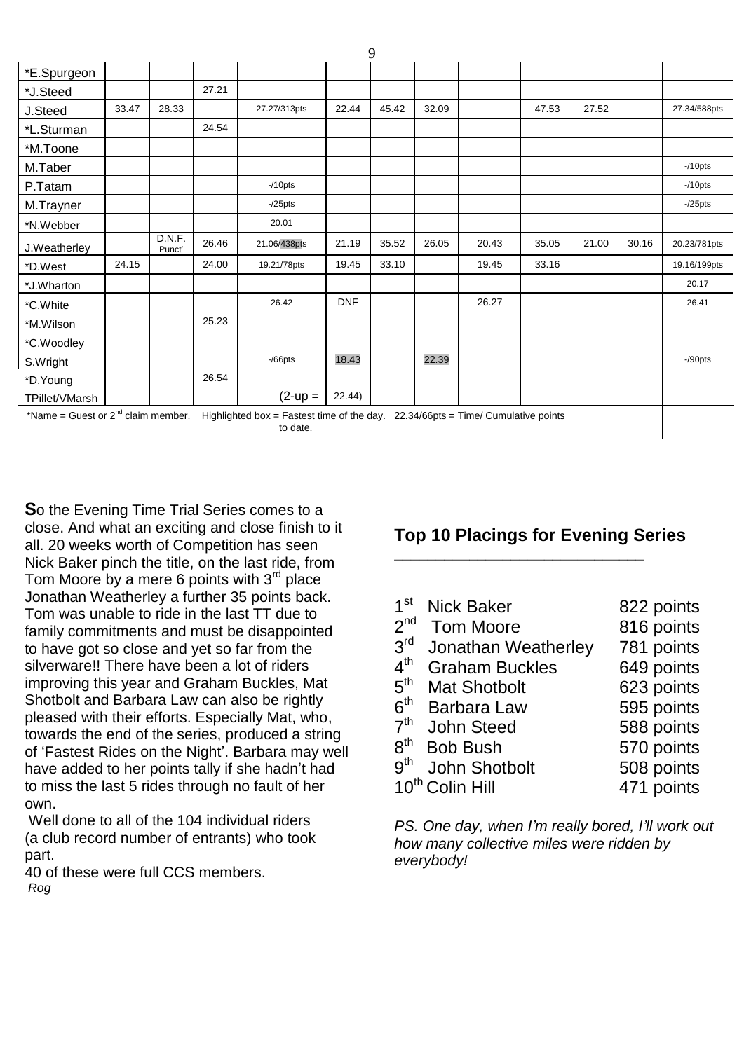| | | | | | | | | | | | | |
|---|---|---|---|---|---|---|---|---|---|---|---|---|
| *E.Spurgeon | | | | | | | | | | | | |
| *J.Steed | | | 27.21 | | | | | | | | | |
| J.Steed | 33.47 | 28.33 | | 27.27/313pts | 22.44 | 45.42 | 32.09 | | 47.53 | 27.52 | | 27.34/588pts |
| *L.Sturman | | | 24.54 | | | | | | | | | |
| *M.Toone | | | | | | | | | | | | |
| M.Taber | | | | | | | | | | | | -/10pts |
| P.Tatam | | | | -/10pts | | | | | | | | -/10pts |
| M.Trayner | | | | -/25pts | | | | | | | | -/25pts |
| *N.Webber | | | | 20.01 | | | | | | | | |
| J.Weatherley | | D.N.F. Punct' | 26.46 | 21.06/438pts | 21.19 | 35.52 | 26.05 | 20.43 | 35.05 | 21.00 | 30.16 | 20.23/781pts |
| *D.West | 24.15 | | 24.00 | 19.21/78pts | 19.45 | 33.10 | | 19.45 | 33.16 | | | 19.16/199pts |
| *J.Wharton | | | | | | | | | | | | 20.17 |
| *C.White | | | | 26.42 | DNF | | | 26.27 | | | | 26.41 |
| *M.Wilson | | | 25.23 | | | | | | | | | |
| *C.Woodley | | | | | | | | | | | | |
| S.Wright | | | | -/66pts | 18.43 | | 22.39 | | | | | -/90pts |
| *D.Young | | | 26.54 | | | | | | | | | |
| TPillet/VMarsh | | | | (2-up = | 22.44) | | | | | | | |
| *Name = Guest or 2nd claim member. Highlighted box = Fastest time of the day. 22.34/66pts = Time/ Cumulative points to date. | | | | | | | | | | | | |

**S**o the Evening Time Trial Series comes to a close. And what an exciting and close finish to it all. 20 weeks worth of Competition has seen Nick Baker pinch the title, on the last ride, from Tom Moore by a mere 6 points with 3rd place Jonathan Weatherley a further 35 points back. Tom was unable to ride in the last TT due to family commitments and must be disappointed to have got so close and yet so far from the silverware!! There have been a lot of riders improving this year and Graham Buckles, Mat Shotbolt and Barbara Law can also be rightly pleased with their efforts. Especially Mat, who, towards the end of the series, produced a string of 'Fastest Rides on the Night'. Barbara may well have added to her points tally if she hadn't had to miss the last 5 rides through no fault of her own.

Well done to all of the 104 individual riders (a club record number of entrants) who took part.

40 of these were full CCS members.

*Rog*

## Top 10 Placings for Evening Series

| | | |
|---|---|---|
| 1st | Nick Baker | 822 points |
| 2nd | Tom Moore | 816 points |
| 3rd | Jonathan Weatherley | 781 points |
| 4th | Graham Buckles | 649 points |
| 5th | Mat Shotbolt | 623 points |
| 6th | Barbara Law | 595 points |
| 7th | John Steed | 588 points |
| 8th | Bob Bush | 570 points |
| 9th | John Shotbolt | 508 points |
| 10th | Colin Hill | 471 points |

*PS. One day, when I'm really bored, I'll work out how many collective miles were ridden by everybody!*